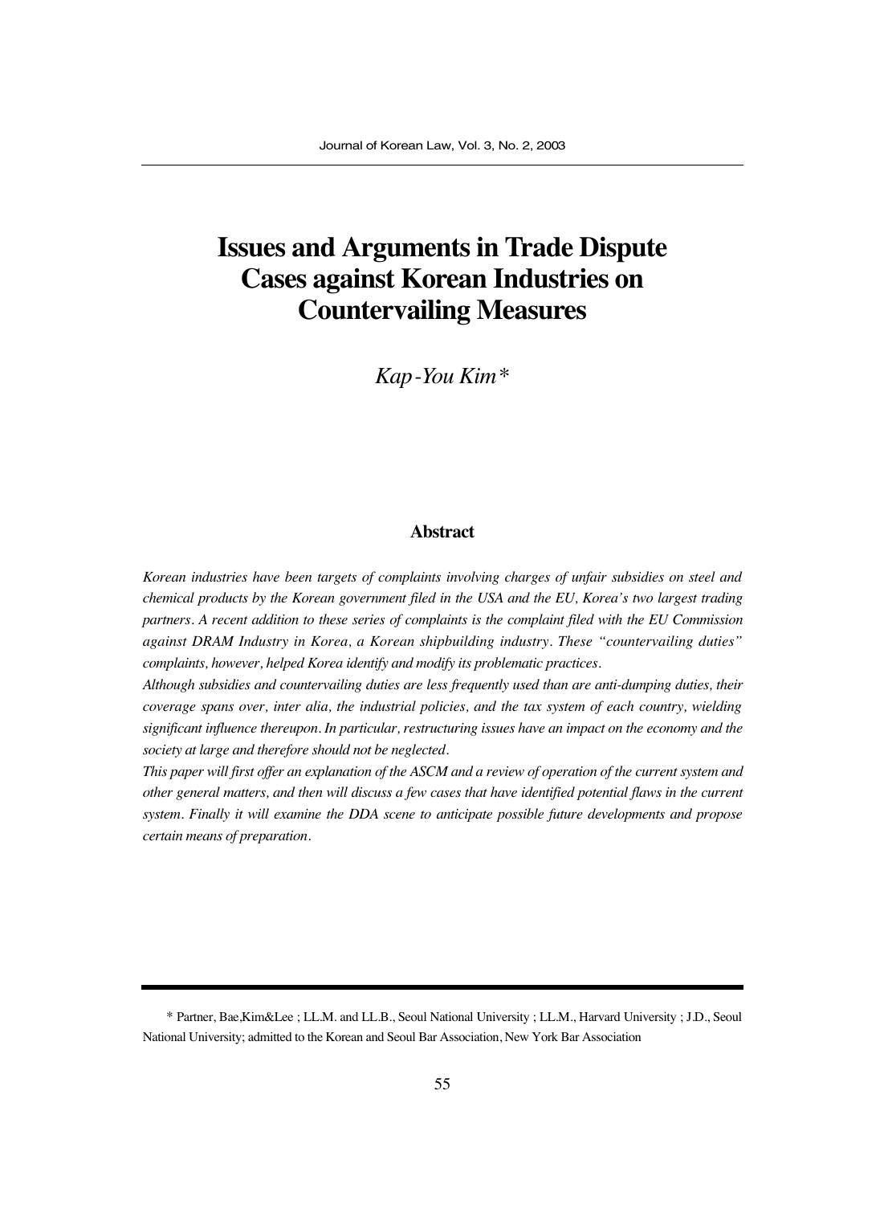# Issues and Arguments in Trade Dispute Cases against Korean Industries on Countervailing Measures

*Kap-You Kim**

### Abstract

*Korean industries have been targets of complaints involving charges of unfair subsidies on steel and chemical products by the Korean government filed in the USA and the EU, Korea's two largest trading partners. A recent addition to these series of complaints is the complaint filed with the EU Commission against DRAM Industry in Korea, a Korean shipbuilding industry. These "countervailing duties" complaints, however, helped Korea identify and modify its problematic practices.*

*Although subsidies and countervailing duties are less frequently used than are anti-dumping duties, their coverage spans over, inter alia, the industrial policies, and the tax system of each country, wielding significant influence thereupon. In particular, restructuring issues have an impact on the economy and the society at large and therefore should not be neglected.*

*This paper will first offer an explanation of the ASCM and a review of operation of the current system and other general matters, and then will discuss a few cases that have identified potential flaws in the current system. Finally it will examine the DDA scene to anticipate possible future developments and propose certain means of preparation.*

---

\* Partner, Bae,Kim&Lee ; LL.M. and LL.B., Seoul National University ; LL.M., Harvard University ; J.D., Seoul National University; admitted to the Korean and Seoul Bar Association, New York Bar Association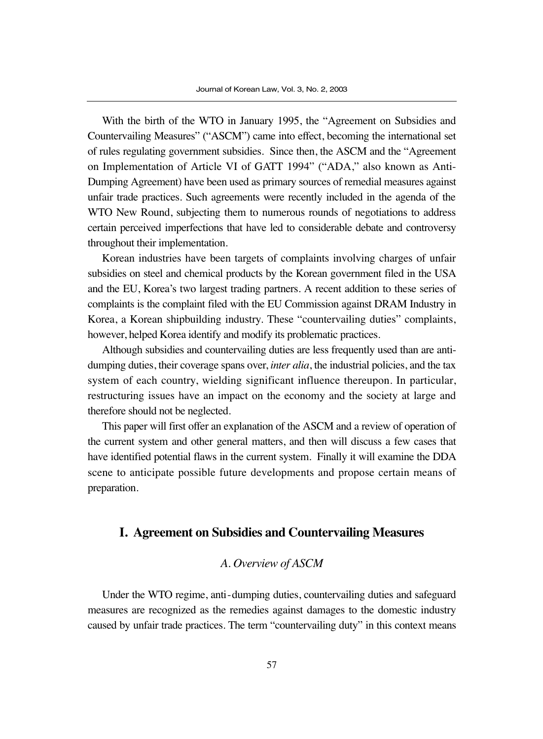With the birth of the WTO in January 1995, the "Agreement on Subsidies and Countervailing Measures" ("ASCM") came into effect, becoming the international set of rules regulating government subsidies. Since then, the ASCM and the "Agreement on Implementation of Article VI of GATT 1994" ("ADA," also known as Anti-Dumping Agreement) have been used as primary sources of remedial measures against unfair trade practices. Such agreements were recently included in the agenda of the WTO New Round, subjecting them to numerous rounds of negotiations to address certain perceived imperfections that have led to considerable debate and controversy throughout their implementation.

Korean industries have been targets of complaints involving charges of unfair subsidies on steel and chemical products by the Korean government filed in the USA and the EU, Korea's two largest trading partners. A recent addition to these series of complaints is the complaint filed with the EU Commission against DRAM Industry in Korea, a Korean shipbuilding industry. These "countervailing duties" complaints, however, helped Korea identify and modify its problematic practices.

Although subsidies and countervailing duties are less frequently used than are anti-dumping duties, their coverage spans over, *inter alia*, the industrial policies, and the tax system of each country, wielding significant influence thereupon. In particular, restructuring issues have an impact on the economy and the society at large and therefore should not be neglected.

This paper will first offer an explanation of the ASCM and a review of operation of the current system and other general matters, and then will discuss a few cases that have identified potential flaws in the current system. Finally it will examine the DDA scene to anticipate possible future developments and propose certain means of preparation.

## I. Agreement on Subsidies and Countervailing Measures

### *A. Overview of ASCM*

Under the WTO regime, anti-dumping duties, countervailing duties and safeguard measures are recognized as the remedies against damages to the domestic industry caused by unfair trade practices. The term "countervailing duty" in this context means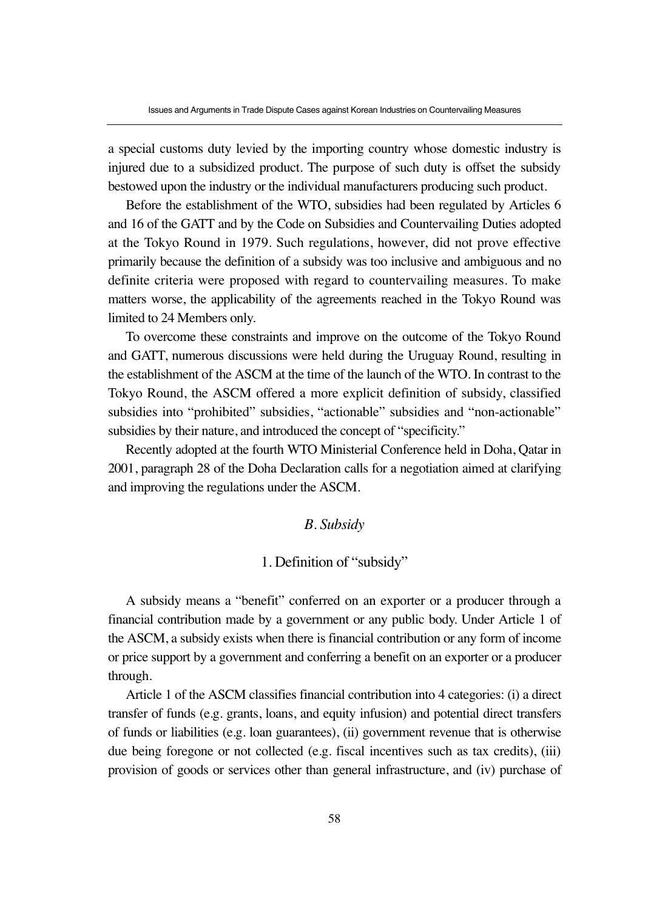a special customs duty levied by the importing country whose domestic industry is injured due to a subsidized product. The purpose of such duty is offset the subsidy bestowed upon the industry or the individual manufacturers producing such product.

Before the establishment of the WTO, subsidies had been regulated by Articles 6 and 16 of the GATT and by the Code on Subsidies and Countervailing Duties adopted at the Tokyo Round in 1979. Such regulations, however, did not prove effective primarily because the definition of a subsidy was too inclusive and ambiguous and no definite criteria were proposed with regard to countervailing measures. To make matters worse, the applicability of the agreements reached in the Tokyo Round was limited to 24 Members only.

To overcome these constraints and improve on the outcome of the Tokyo Round and GATT, numerous discussions were held during the Uruguay Round, resulting in the establishment of the ASCM at the time of the launch of the WTO. In contrast to the Tokyo Round, the ASCM offered a more explicit definition of subsidy, classified subsidies into "prohibited" subsidies, "actionable" subsidies and "non-actionable" subsidies by their nature, and introduced the concept of "specificity."

Recently adopted at the fourth WTO Ministerial Conference held in Doha, Qatar in 2001, paragraph 28 of the Doha Declaration calls for a negotiation aimed at clarifying and improving the regulations under the ASCM.

## *B. Subsidy*

### 1. Definition of "subsidy"

A subsidy means a "benefit" conferred on an exporter or a producer through a financial contribution made by a government or any public body. Under Article 1 of the ASCM, a subsidy exists when there is financial contribution or any form of income or price support by a government and conferring a benefit on an exporter or a producer through.

Article 1 of the ASCM classifies financial contribution into 4 categories: (i) a direct transfer of funds (e.g. grants, loans, and equity infusion) and potential direct transfers of funds or liabilities (e.g. loan guarantees), (ii) government revenue that is otherwise due being foregone or not collected (e.g. fiscal incentives such as tax credits), (iii) provision of goods or services other than general infrastructure, and (iv) purchase of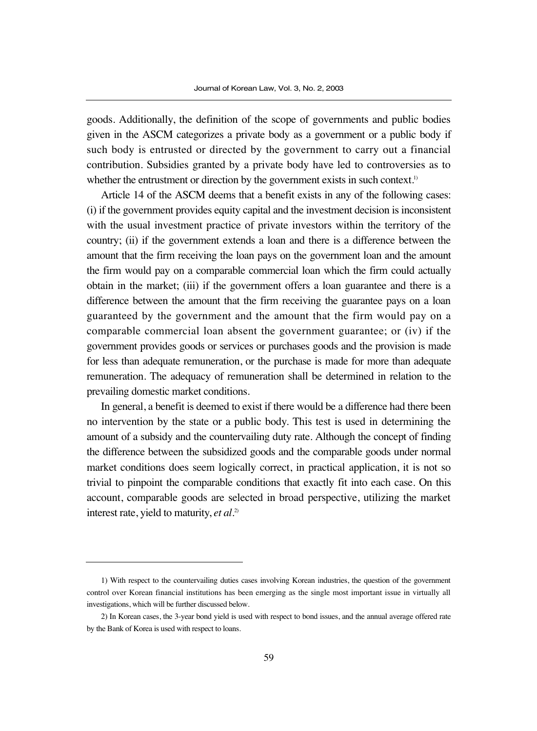goods. Additionally, the definition of the scope of governments and public bodies given in the ASCM categorizes a private body as a government or a public body if such body is entrusted or directed by the government to carry out a financial contribution. Subsidies granted by a private body have led to controversies as to whether the entrustment or direction by the government exists in such context.[1]

Article 14 of the ASCM deems that a benefit exists in any of the following cases: (i) if the government provides equity capital and the investment decision is inconsistent with the usual investment practice of private investors within the territory of the country; (ii) if the government extends a loan and there is a difference between the amount that the firm receiving the loan pays on the government loan and the amount the firm would pay on a comparable commercial loan which the firm could actually obtain in the market; (iii) if the government offers a loan guarantee and there is a difference between the amount that the firm receiving the guarantee pays on a loan guaranteed by the government and the amount that the firm would pay on a comparable commercial loan absent the government guarantee; or (iv) if the government provides goods or services or purchases goods and the provision is made for less than adequate remuneration, or the purchase is made for more than adequate remuneration. The adequacy of remuneration shall be determined in relation to the prevailing domestic market conditions.

In general, a benefit is deemed to exist if there would be a difference had there been no intervention by the state or a public body. This test is used in determining the amount of a subsidy and the countervailing duty rate. Although the concept of finding the difference between the subsidized goods and the comparable goods under normal market conditions does seem logically correct, in practical application, it is not so trivial to pinpoint the comparable conditions that exactly fit into each case. On this account, comparable goods are selected in broad perspective, utilizing the market interest rate, yield to maturity, *et al*.[2]

---

1) With respect to the countervailing duties cases involving Korean industries, the question of the government control over Korean financial institutions has been emerging as the single most important issue in virtually all investigations, which will be further discussed below.

2) In Korean cases, the 3-year bond yield is used with respect to bond issues, and the annual average offered rate by the Bank of Korea is used with respect to loans.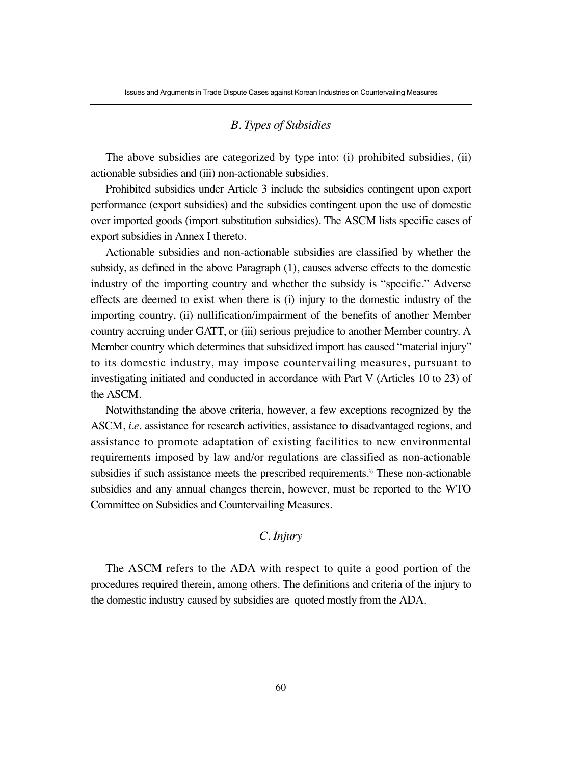### *B. Types of Subsidies*

The above subsidies are categorized by type into: (i) prohibited subsidies, (ii) actionable subsidies and (iii) non-actionable subsidies.

Prohibited subsidies under Article 3 include the subsidies contingent upon export performance (export subsidies) and the subsidies contingent upon the use of domestic over imported goods (import substitution subsidies). The ASCM lists specific cases of export subsidies in Annex I thereto.

Actionable subsidies and non-actionable subsidies are classified by whether the subsidy, as defined in the above Paragraph (1), causes adverse effects to the domestic industry of the importing country and whether the subsidy is "specific." Adverse effects are deemed to exist when there is (i) injury to the domestic industry of the importing country, (ii) nullification/impairment of the benefits of another Member country accruing under GATT, or (iii) serious prejudice to another Member country. A Member country which determines that subsidized import has caused "material injury" to its domestic industry, may impose countervailing measures, pursuant to investigating initiated and conducted in accordance with Part V (Articles 10 to 23) of the ASCM.

Notwithstanding the above criteria, however, a few exceptions recognized by the ASCM, *i.e.* assistance for research activities, assistance to disadvantaged regions, and assistance to promote adaptation of existing facilities to new environmental requirements imposed by law and/or regulations are classified as non-actionable subsidies if such assistance meets the prescribed requirements.[3] These non-actionable subsidies and any annual changes therein, however, must be reported to the WTO Committee on Subsidies and Countervailing Measures.

### *C. Injury*

The ASCM refers to the ADA with respect to quite a good portion of the procedures required therein, among others. The definitions and criteria of the injury to the domestic industry caused by subsidies are quoted mostly from the ADA.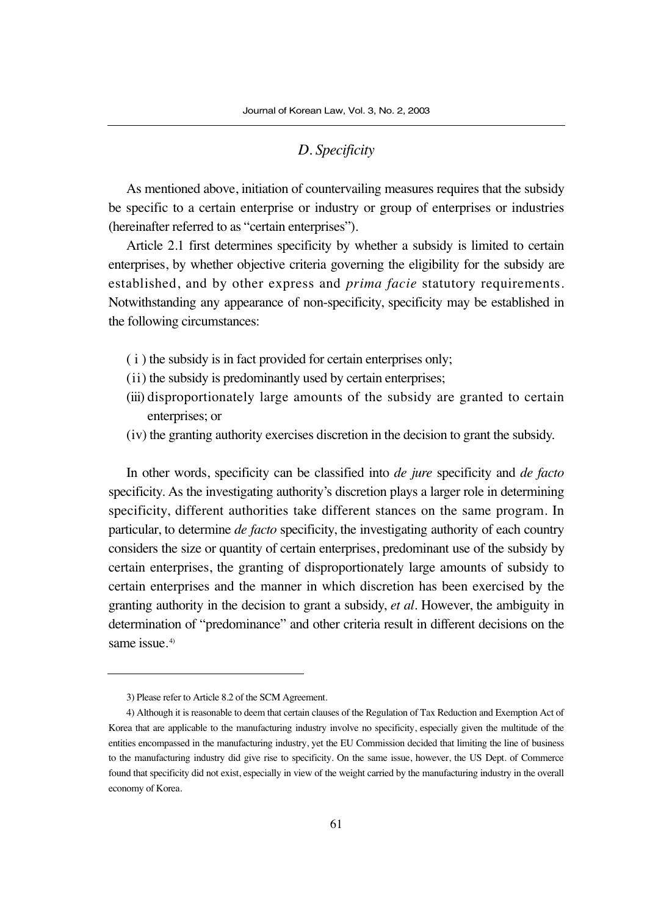### *D. Specificity*

As mentioned above, initiation of countervailing measures requires that the subsidy be specific to a certain enterprise or industry or group of enterprises or industries (hereinafter referred to as "certain enterprises").

Article 2.1 first determines specificity by whether a subsidy is limited to certain enterprises, by whether objective criteria governing the eligibility for the subsidy are established, and by other express and *prima facie* statutory requirements. Notwithstanding any appearance of non-specificity, specificity may be established in the following circumstances:

( i ) the subsidy is in fact provided for certain enterprises only;
(ii) the subsidy is predominantly used by certain enterprises;
(iii) disproportionately large amounts of the subsidy are granted to certain enterprises; or
(iv) the granting authority exercises discretion in the decision to grant the subsidy.

In other words, specificity can be classified into *de jure* specificity and *de facto* specificity. As the investigating authority's discretion plays a larger role in determining specificity, different authorities take different stances on the same program. In particular, to determine *de facto* specificity, the investigating authority of each country considers the size or quantity of certain enterprises, predominant use of the subsidy by certain enterprises, the granting of disproportionately large amounts of subsidy to certain enterprises and the manner in which discretion has been exercised by the granting authority in the decision to grant a subsidy, *et al*. However, the ambiguity in determination of "predominance" and other criteria result in different decisions on the same issue.[4)]

---

3) Please refer to Article 8.2 of the SCM Agreement.

4) Although it is reasonable to deem that certain clauses of the Regulation of Tax Reduction and Exemption Act of Korea that are applicable to the manufacturing industry involve no specificity, especially given the multitude of the entities encompassed in the manufacturing industry, yet the EU Commission decided that limiting the line of business to the manufacturing industry did give rise to specificity. On the same issue, however, the US Dept. of Commerce found that specificity did not exist, especially in view of the weight carried by the manufacturing industry in the overall economy of Korea.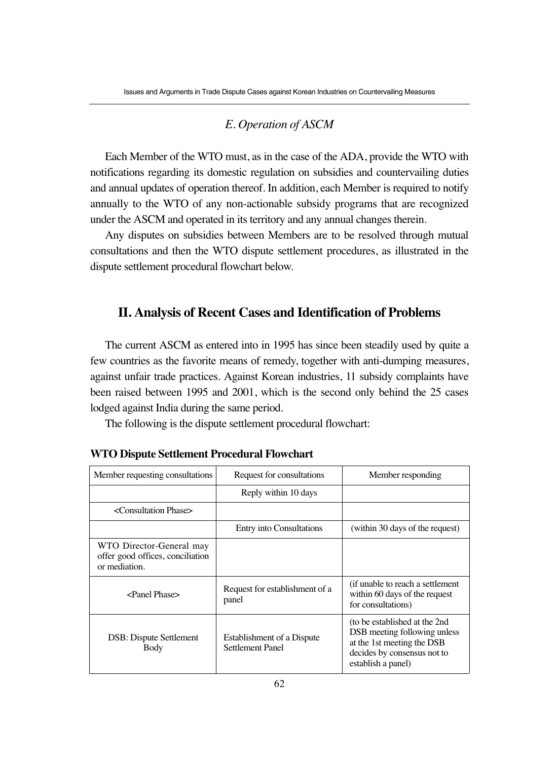### *E. Operation of ASCM*

Each Member of the WTO must, as in the case of the ADA, provide the WTO with notifications regarding its domestic regulation on subsidies and countervailing duties and annual updates of operation thereof. In addition, each Member is required to notify annually to the WTO of any non-actionable subsidy programs that are recognized under the ASCM and operated in its territory and any annual changes therein.

Any disputes on subsidies between Members are to be resolved through mutual consultations and then the WTO dispute settlement procedures, as illustrated in the dispute settlement procedural flowchart below.

## II. Analysis of Recent Cases and Identification of Problems

The current ASCM as entered into in 1995 has since been steadily used by quite a few countries as the favorite means of remedy, together with anti-dumping measures, against unfair trade practices. Against Korean industries, 11 subsidy complaints have been raised between 1995 and 2001, which is the second only behind the 25 cases lodged against India during the same period.

The following is the dispute settlement procedural flowchart:

**WTO Dispute Settlement Procedural Flowchart**

| Member requesting consultations | Request for consultations | Member responding |
| --- | --- | --- |
| | Reply within 10 days | |
| <Consultation Phase> | | |
| | Entry into Consultations | (within 30 days of the request) |
| WTO Director-General may offer good offices, conciliation or mediation. | | |
| <Panel Phase> | Request for establishment of a panel | (if unable to reach a settlement within 60 days of the request for consultations) |
| DSB: Dispute Settlement Body | Establishment of a Dispute Settlement Panel | (to be established at the 2nd DSB meeting following unless at the 1st meeting the DSB decides by consensus not to establish a panel) |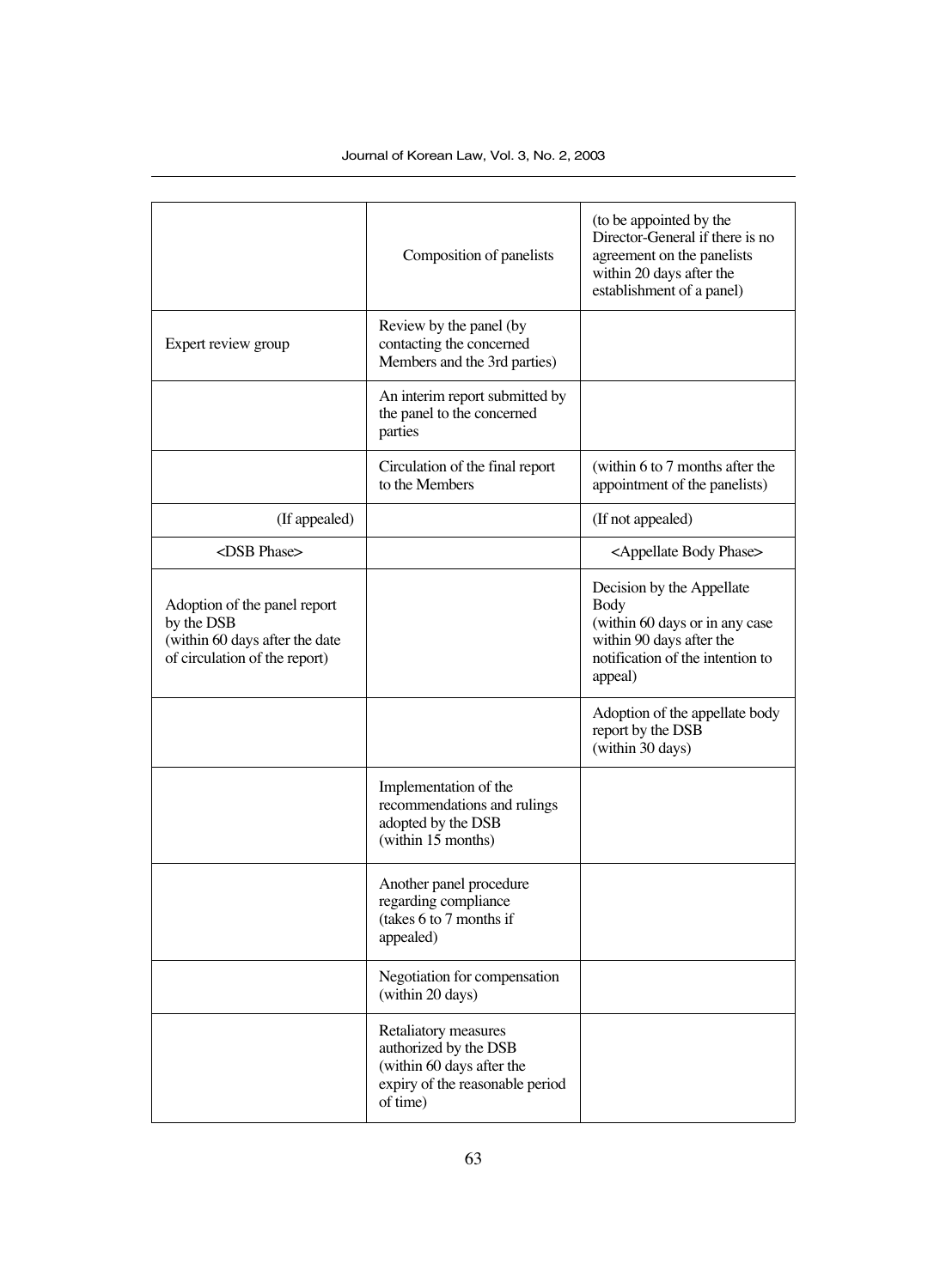| | | |
|---|---|---|
| | Composition of panelists | (to be appointed by the Director-General if there is no agreement on the panelists within 20 days after the establishment of a panel) |
| Expert review group | Review by the panel (by contacting the concerned Members and the 3rd parties) | |
| | An interim report submitted by the panel to the concerned parties | |
| | Circulation of the final report to the Members | (within 6 to 7 months after the appointment of the panelists) |
| (If appealed) | | (If not appealed) |
| <DSB Phase> | | <Appellate Body Phase> |
| Adoption of the panel report by the DSB (within 60 days after the date of circulation of the report) | | Decision by the Appellate Body (within 60 days or in any case within 90 days after the notification of the intention to appeal) |
| | | Adoption of the appellate body report by the DSB (within 30 days) |
| | Implementation of the recommendations and rulings adopted by the DSB (within 15 months) | |
| | Another panel procedure regarding compliance (takes 6 to 7 months if appealed) | |
| | Negotiation for compensation (within 20 days) | |
| | Retaliatory measures authorized by the DSB (within 60 days after the expiry of the reasonable period of time) | |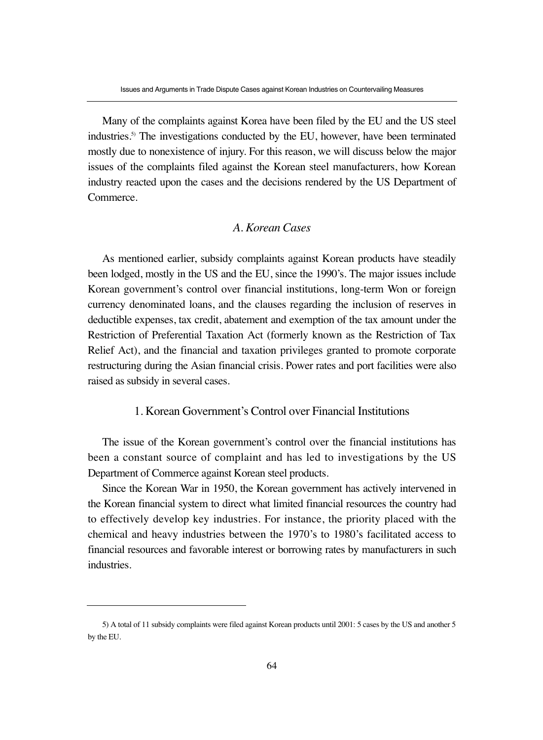Many of the complaints against Korea have been filed by the EU and the US steel industries.[5] The investigations conducted by the EU, however, have been terminated mostly due to nonexistence of injury. For this reason, we will discuss below the major issues of the complaints filed against the Korean steel manufacturers, how Korean industry reacted upon the cases and the decisions rendered by the US Department of Commerce.

### *A. Korean Cases*

As mentioned earlier, subsidy complaints against Korean products have steadily been lodged, mostly in the US and the EU, since the 1990's. The major issues include Korean government's control over financial institutions, long-term Won or foreign currency denominated loans, and the clauses regarding the inclusion of reserves in deductible expenses, tax credit, abatement and exemption of the tax amount under the Restriction of Preferential Taxation Act (formerly known as the Restriction of Tax Relief Act), and the financial and taxation privileges granted to promote corporate restructuring during the Asian financial crisis. Power rates and port facilities were also raised as subsidy in several cases.

#### 1. Korean Government's Control over Financial Institutions

The issue of the Korean government's control over the financial institutions has been a constant source of complaint and has led to investigations by the US Department of Commerce against Korean steel products.

Since the Korean War in 1950, the Korean government has actively intervened in the Korean financial system to direct what limited financial resources the country had to effectively develop key industries. For instance, the priority placed with the chemical and heavy industries between the 1970's to 1980's facilitated access to financial resources and favorable interest or borrowing rates by manufacturers in such industries.

---

5) A total of 11 subsidy complaints were filed against Korean products until 2001: 5 cases by the US and another 5 by the EU.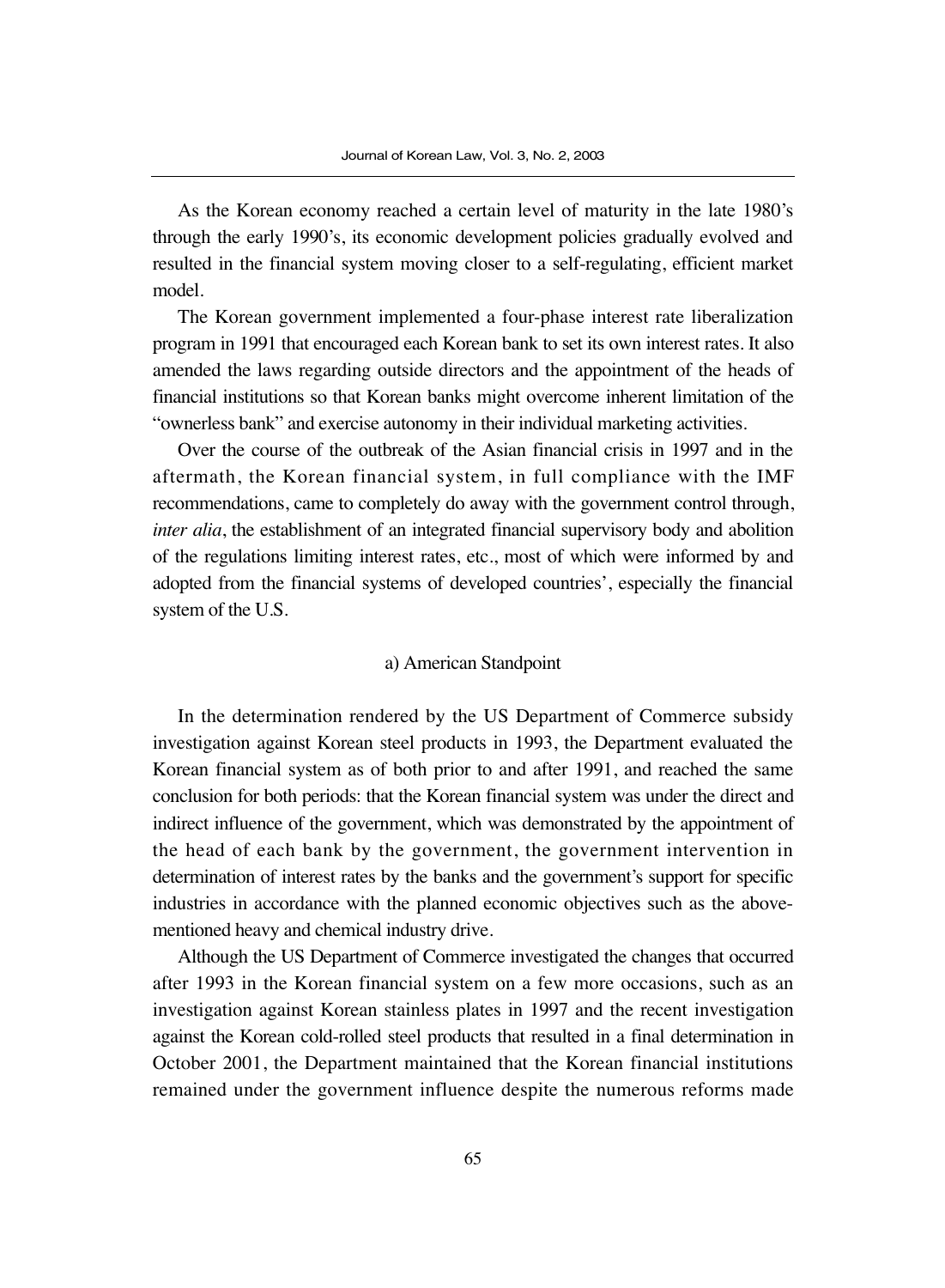As the Korean economy reached a certain level of maturity in the late 1980's through the early 1990's, its economic development policies gradually evolved and resulted in the financial system moving closer to a self-regulating, efficient market model.

The Korean government implemented a four-phase interest rate liberalization program in 1991 that encouraged each Korean bank to set its own interest rates. It also amended the laws regarding outside directors and the appointment of the heads of financial institutions so that Korean banks might overcome inherent limitation of the "ownerless bank" and exercise autonomy in their individual marketing activities.

Over the course of the outbreak of the Asian financial crisis in 1997 and in the aftermath, the Korean financial system, in full compliance with the IMF recommendations, came to completely do away with the government control through, *inter alia*, the establishment of an integrated financial supervisory body and abolition of the regulations limiting interest rates, etc., most of which were informed by and adopted from the financial systems of developed countries', especially the financial system of the U.S.

#### a) American Standpoint

In the determination rendered by the US Department of Commerce subsidy investigation against Korean steel products in 1993, the Department evaluated the Korean financial system as of both prior to and after 1991, and reached the same conclusion for both periods: that the Korean financial system was under the direct and indirect influence of the government, which was demonstrated by the appointment of the head of each bank by the government, the government intervention in determination of interest rates by the banks and the government's support for specific industries in accordance with the planned economic objectives such as the above-mentioned heavy and chemical industry drive.

Although the US Department of Commerce investigated the changes that occurred after 1993 in the Korean financial system on a few more occasions, such as an investigation against Korean stainless plates in 1997 and the recent investigation against the Korean cold-rolled steel products that resulted in a final determination in October 2001, the Department maintained that the Korean financial institutions remained under the government influence despite the numerous reforms made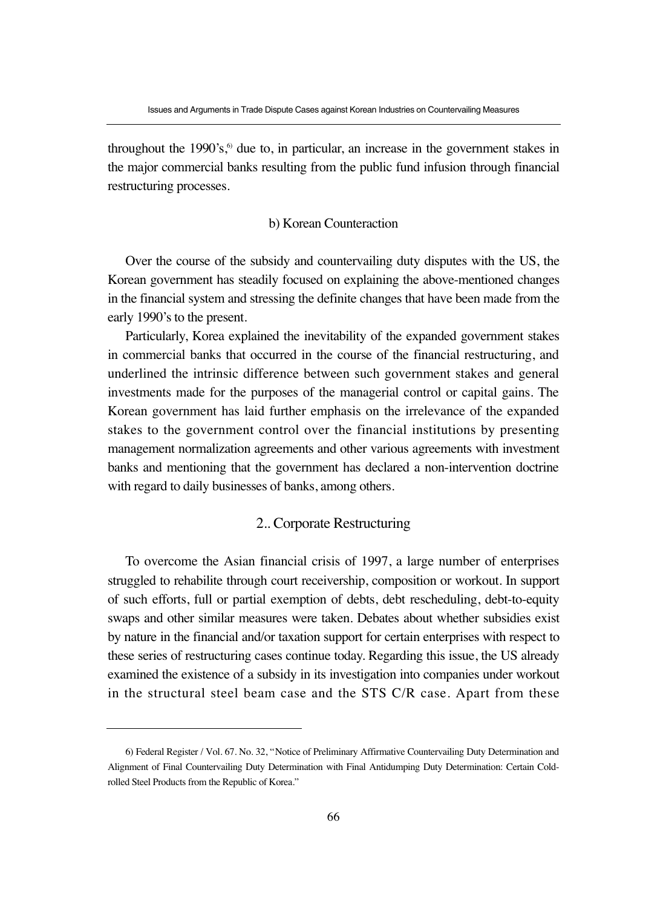throughout the 1990's,[6] due to, in particular, an increase in the government stakes in the major commercial banks resulting from the public fund infusion through financial restructuring processes.

#### b) Korean Counteraction

Over the course of the subsidy and countervailing duty disputes with the US, the Korean government has steadily focused on explaining the above-mentioned changes in the financial system and stressing the definite changes that have been made from the early 1990's to the present.

Particularly, Korea explained the inevitability of the expanded government stakes in commercial banks that occurred in the course of the financial restructuring, and underlined the intrinsic difference between such government stakes and general investments made for the purposes of the managerial control or capital gains. The Korean government has laid further emphasis on the irrelevance of the expanded stakes to the government control over the financial institutions by presenting management normalization agreements and other various agreements with investment banks and mentioning that the government has declared a non-intervention doctrine with regard to daily businesses of banks, among others.

### 2.. Corporate Restructuring

To overcome the Asian financial crisis of 1997, a large number of enterprises struggled to rehabilite through court receivership, composition or workout. In support of such efforts, full or partial exemption of debts, debt rescheduling, debt-to-equity swaps and other similar measures were taken. Debates about whether subsidies exist by nature in the financial and/or taxation support for certain enterprises with respect to these series of restructuring cases continue today. Regarding this issue, the US already examined the existence of a subsidy in its investigation into companies under workout in the structural steel beam case and the STS C/R case. Apart from these

---

6) Federal Register / Vol. 67. No. 32, "Notice of Preliminary Affirmative Countervailing Duty Determination and Alignment of Final Countervailing Duty Determination with Final Antidumping Duty Determination: Certain Cold-rolled Steel Products from the Republic of Korea."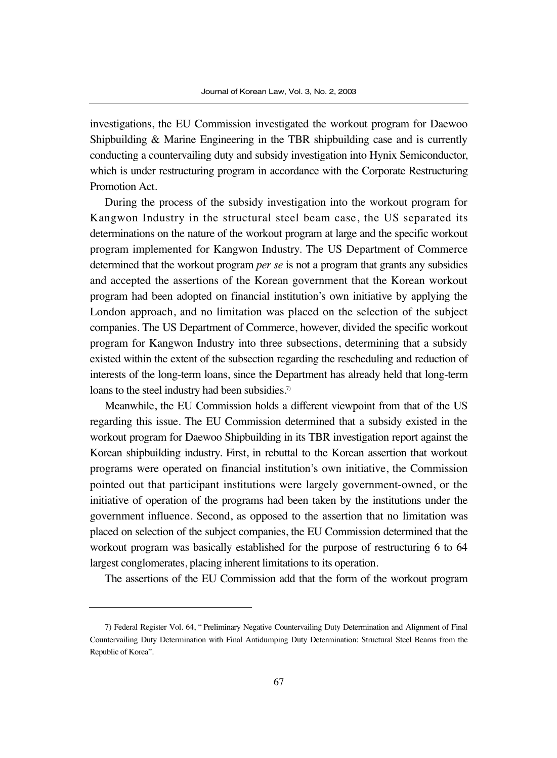investigations, the EU Commission investigated the workout program for Daewoo Shipbuilding & Marine Engineering in the TBR shipbuilding case and is currently conducting a countervailing duty and subsidy investigation into Hynix Semiconductor, which is under restructuring program in accordance with the Corporate Restructuring Promotion Act.

During the process of the subsidy investigation into the workout program for Kangwon Industry in the structural steel beam case, the US separated its determinations on the nature of the workout program at large and the specific workout program implemented for Kangwon Industry. The US Department of Commerce determined that the workout program *per se* is not a program that grants any subsidies and accepted the assertions of the Korean government that the Korean workout program had been adopted on financial institution's own initiative by applying the London approach, and no limitation was placed on the selection of the subject companies. The US Department of Commerce, however, divided the specific workout program for Kangwon Industry into three subsections, determining that a subsidy existed within the extent of the subsection regarding the rescheduling and reduction of interests of the long-term loans, since the Department has already held that long-term loans to the steel industry had been subsidies.[7]

Meanwhile, the EU Commission holds a different viewpoint from that of the US regarding this issue. The EU Commission determined that a subsidy existed in the workout program for Daewoo Shipbuilding in its TBR investigation report against the Korean shipbuilding industry. First, in rebuttal to the Korean assertion that workout programs were operated on financial institution's own initiative, the Commission pointed out that participant institutions were largely government-owned, or the initiative of operation of the programs had been taken by the institutions under the government influence. Second, as opposed to the assertion that no limitation was placed on selection of the subject companies, the EU Commission determined that the workout program was basically established for the purpose of restructuring 6 to 64 largest conglomerates, placing inherent limitations to its operation.

The assertions of the EU Commission add that the form of the workout program

---

7) Federal Register Vol. 64, " Preliminary Negative Countervailing Duty Determination and Alignment of Final Countervailing Duty Determination with Final Antidumping Duty Determination: Structural Steel Beams from the Republic of Korea".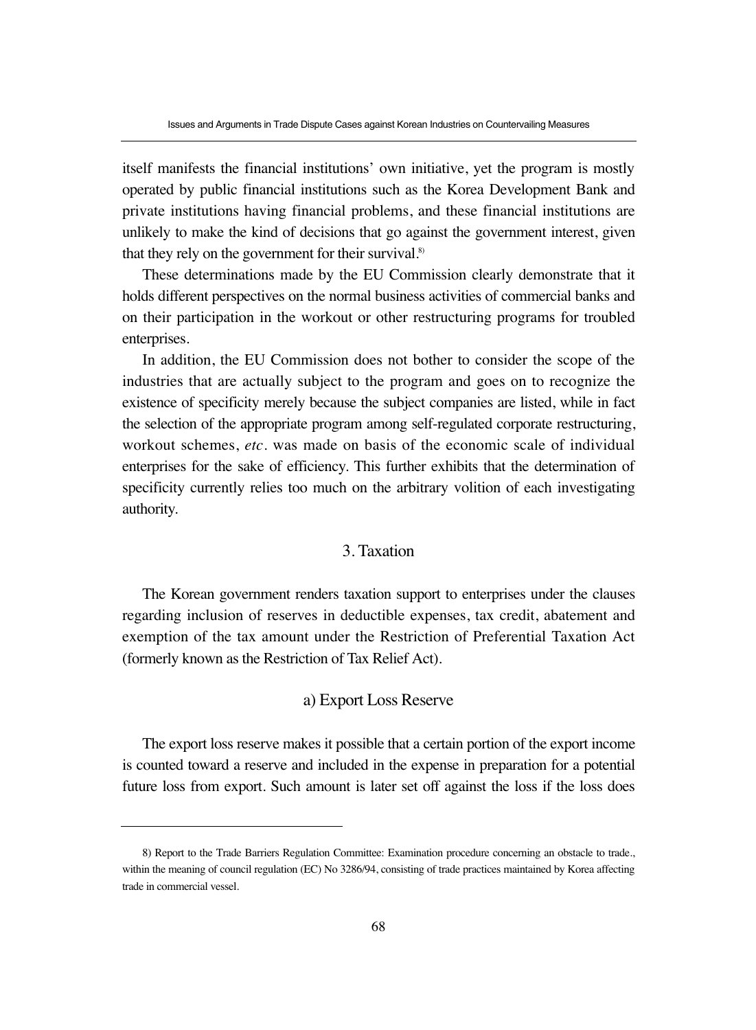itself manifests the financial institutions' own initiative, yet the program is mostly operated by public financial institutions such as the Korea Development Bank and private institutions having financial problems, and these financial institutions are unlikely to make the kind of decisions that go against the government interest, given that they rely on the government for their survival.[8]

These determinations made by the EU Commission clearly demonstrate that it holds different perspectives on the normal business activities of commercial banks and on their participation in the workout or other restructuring programs for troubled enterprises.

In addition, the EU Commission does not bother to consider the scope of the industries that are actually subject to the program and goes on to recognize the existence of specificity merely because the subject companies are listed, while in fact the selection of the appropriate program among self-regulated corporate restructuring, workout schemes, *etc*. was made on basis of the economic scale of individual enterprises for the sake of efficiency. This further exhibits that the determination of specificity currently relies too much on the arbitrary volition of each investigating authority.

## 3. Taxation

The Korean government renders taxation support to enterprises under the clauses regarding inclusion of reserves in deductible expenses, tax credit, abatement and exemption of the tax amount under the Restriction of Preferential Taxation Act (formerly known as the Restriction of Tax Relief Act).

### a) Export Loss Reserve

The export loss reserve makes it possible that a certain portion of the export income is counted toward a reserve and included in the expense in preparation for a potential future loss from export. Such amount is later set off against the loss if the loss does

---

8) Report to the Trade Barriers Regulation Committee: Examination procedure concerning an obstacle to trade., within the meaning of council regulation (EC) No 3286/94, consisting of trade practices maintained by Korea affecting trade in commercial vessel.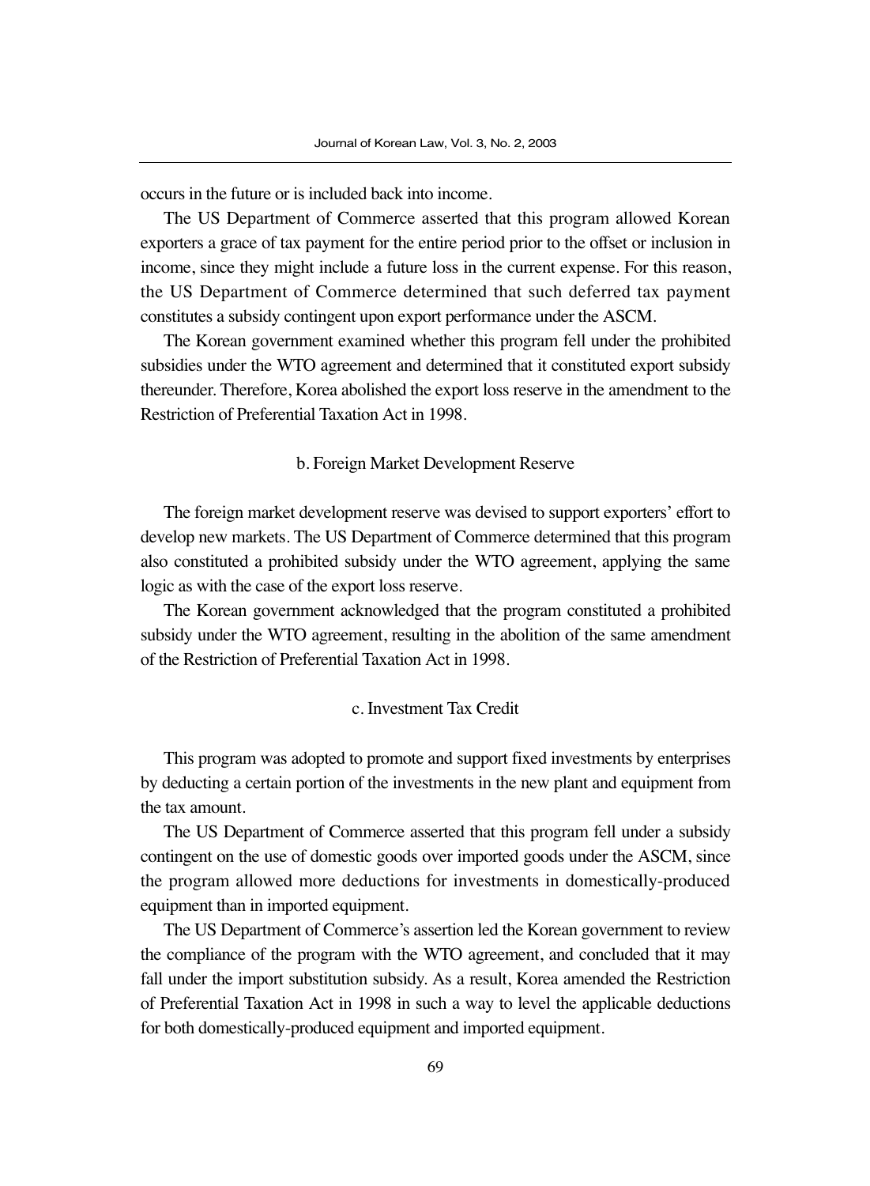occurs in the future or is included back into income.

The US Department of Commerce asserted that this program allowed Korean exporters a grace of tax payment for the entire period prior to the offset or inclusion in income, since they might include a future loss in the current expense. For this reason, the US Department of Commerce determined that such deferred tax payment constitutes a subsidy contingent upon export performance under the ASCM.

The Korean government examined whether this program fell under the prohibited subsidies under the WTO agreement and determined that it constituted export subsidy thereunder. Therefore, Korea abolished the export loss reserve in the amendment to the Restriction of Preferential Taxation Act in 1998.

#### b. Foreign Market Development Reserve

The foreign market development reserve was devised to support exporters' effort to develop new markets. The US Department of Commerce determined that this program also constituted a prohibited subsidy under the WTO agreement, applying the same logic as with the case of the export loss reserve.

The Korean government acknowledged that the program constituted a prohibited subsidy under the WTO agreement, resulting in the abolition of the same amendment of the Restriction of Preferential Taxation Act in 1998.

#### c. Investment Tax Credit

This program was adopted to promote and support fixed investments by enterprises by deducting a certain portion of the investments in the new plant and equipment from the tax amount.

The US Department of Commerce asserted that this program fell under a subsidy contingent on the use of domestic goods over imported goods under the ASCM, since the program allowed more deductions for investments in domestically-produced equipment than in imported equipment.

The US Department of Commerce's assertion led the Korean government to review the compliance of the program with the WTO agreement, and concluded that it may fall under the import substitution subsidy. As a result, Korea amended the Restriction of Preferential Taxation Act in 1998 in such a way to level the applicable deductions for both domestically-produced equipment and imported equipment.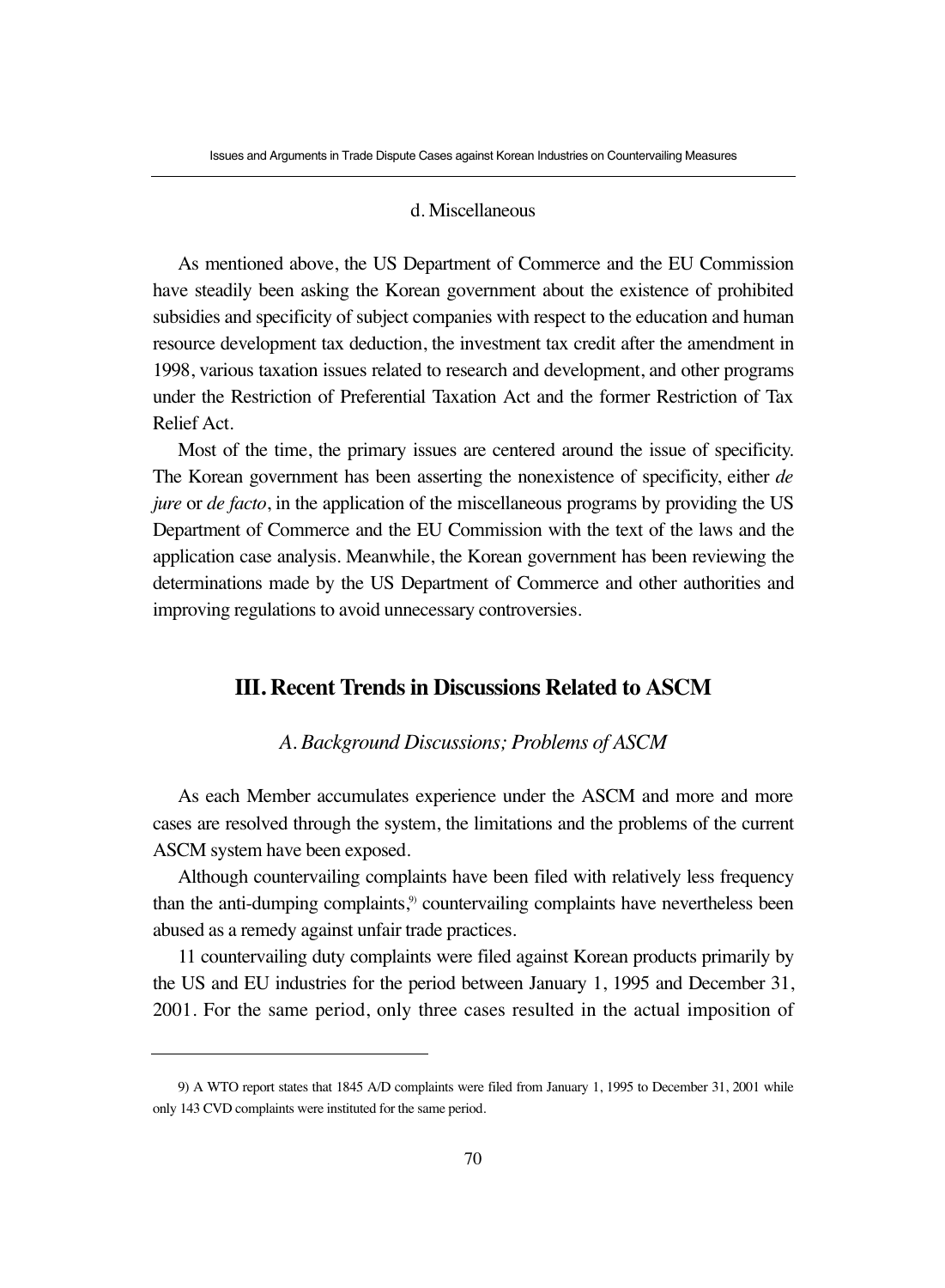#### d. Miscellaneous

As mentioned above, the US Department of Commerce and the EU Commission have steadily been asking the Korean government about the existence of prohibited subsidies and specificity of subject companies with respect to the education and human resource development tax deduction, the investment tax credit after the amendment in 1998, various taxation issues related to research and development, and other programs under the Restriction of Preferential Taxation Act and the former Restriction of Tax Relief Act.

Most of the time, the primary issues are centered around the issue of specificity. The Korean government has been asserting the nonexistence of specificity, either *de jure* or *de facto*, in the application of the miscellaneous programs by providing the US Department of Commerce and the EU Commission with the text of the laws and the application case analysis. Meanwhile, the Korean government has been reviewing the determinations made by the US Department of Commerce and other authorities and improving regulations to avoid unnecessary controversies.

## III. Recent Trends in Discussions Related to ASCM

### *A. Background Discussions; Problems of ASCM*

As each Member accumulates experience under the ASCM and more and more cases are resolved through the system, the limitations and the problems of the current ASCM system have been exposed.

Although countervailing complaints have been filed with relatively less frequency than the anti-dumping complaints,[9] countervailing complaints have nevertheless been abused as a remedy against unfair trade practices.

11 countervailing duty complaints were filed against Korean products primarily by the US and EU industries for the period between January 1, 1995 and December 31, 2001. For the same period, only three cases resulted in the actual imposition of

---

9) A WTO report states that 1845 A/D complaints were filed from January 1, 1995 to December 31, 2001 while only 143 CVD complaints were instituted for the same period.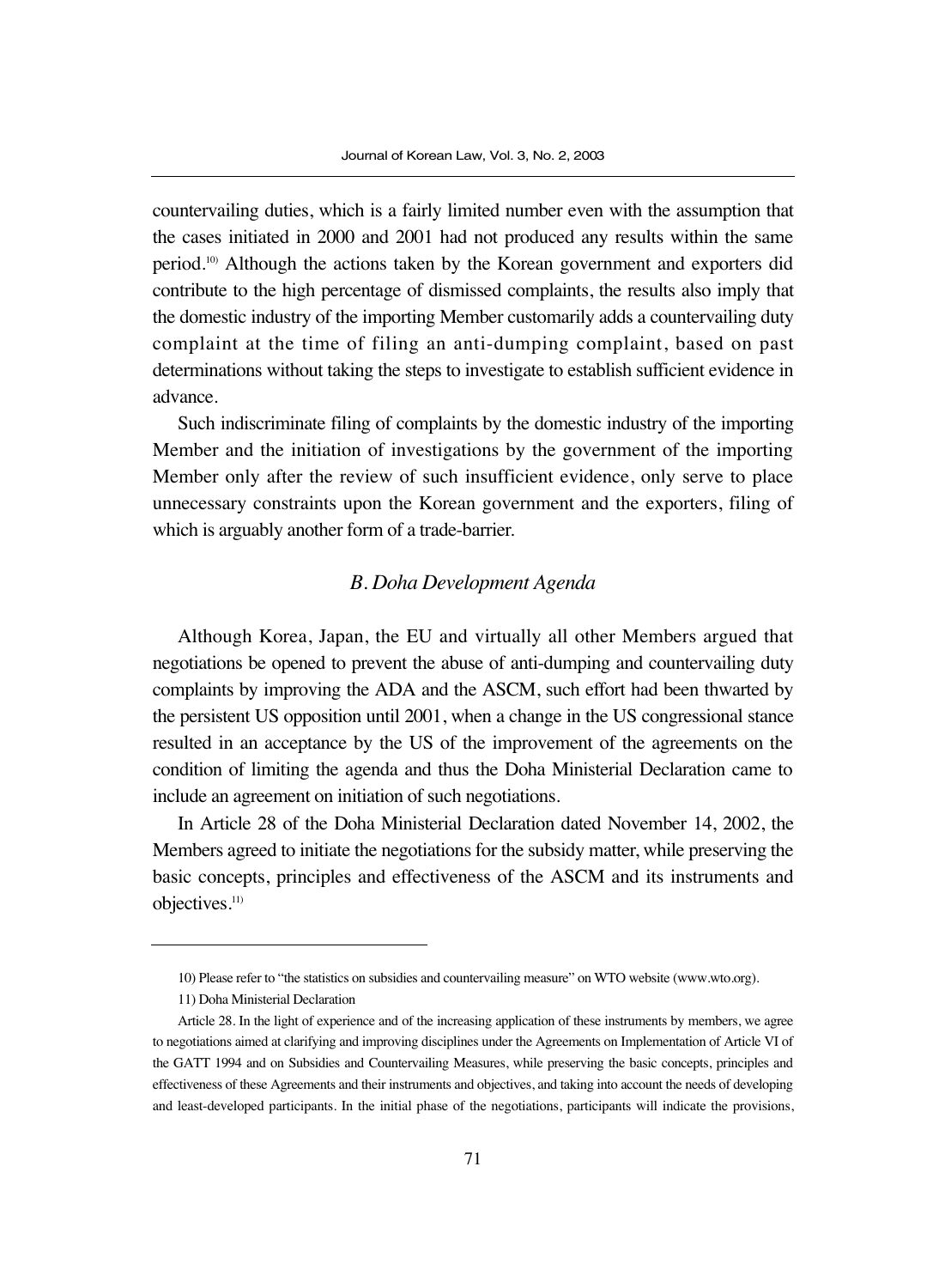countervailing duties, which is a fairly limited number even with the assumption that the cases initiated in 2000 and 2001 had not produced any results within the same period.[10] Although the actions taken by the Korean government and exporters did contribute to the high percentage of dismissed complaints, the results also imply that the domestic industry of the importing Member customarily adds a countervailing duty complaint at the time of filing an anti-dumping complaint, based on past determinations without taking the steps to investigate to establish sufficient evidence in advance.

Such indiscriminate filing of complaints by the domestic industry of the importing Member and the initiation of investigations by the government of the importing Member only after the review of such insufficient evidence, only serve to place unnecessary constraints upon the Korean government and the exporters, filing of which is arguably another form of a trade-barrier.

### *B. Doha Development Agenda*

Although Korea, Japan, the EU and virtually all other Members argued that negotiations be opened to prevent the abuse of anti-dumping and countervailing duty complaints by improving the ADA and the ASCM, such effort had been thwarted by the persistent US opposition until 2001, when a change in the US congressional stance resulted in an acceptance by the US of the improvement of the agreements on the condition of limiting the agenda and thus the Doha Ministerial Declaration came to include an agreement on initiation of such negotiations.

In Article 28 of the Doha Ministerial Declaration dated November 14, 2002, the Members agreed to initiate the negotiations for the subsidy matter, while preserving the basic concepts, principles and effectiveness of the ASCM and its instruments and objectives.[11]

---

10) Please refer to "the statistics on subsidies and countervailing measure" on WTO website (www.wto.org).

11) Doha Ministerial Declaration

Article 28. In the light of experience and of the increasing application of these instruments by members, we agree to negotiations aimed at clarifying and improving disciplines under the Agreements on Implementation of Article VI of the GATT 1994 and on Subsidies and Countervailing Measures, while preserving the basic concepts, principles and effectiveness of these Agreements and their instruments and objectives, and taking into account the needs of developing and least-developed participants. In the initial phase of the negotiations, participants will indicate the provisions,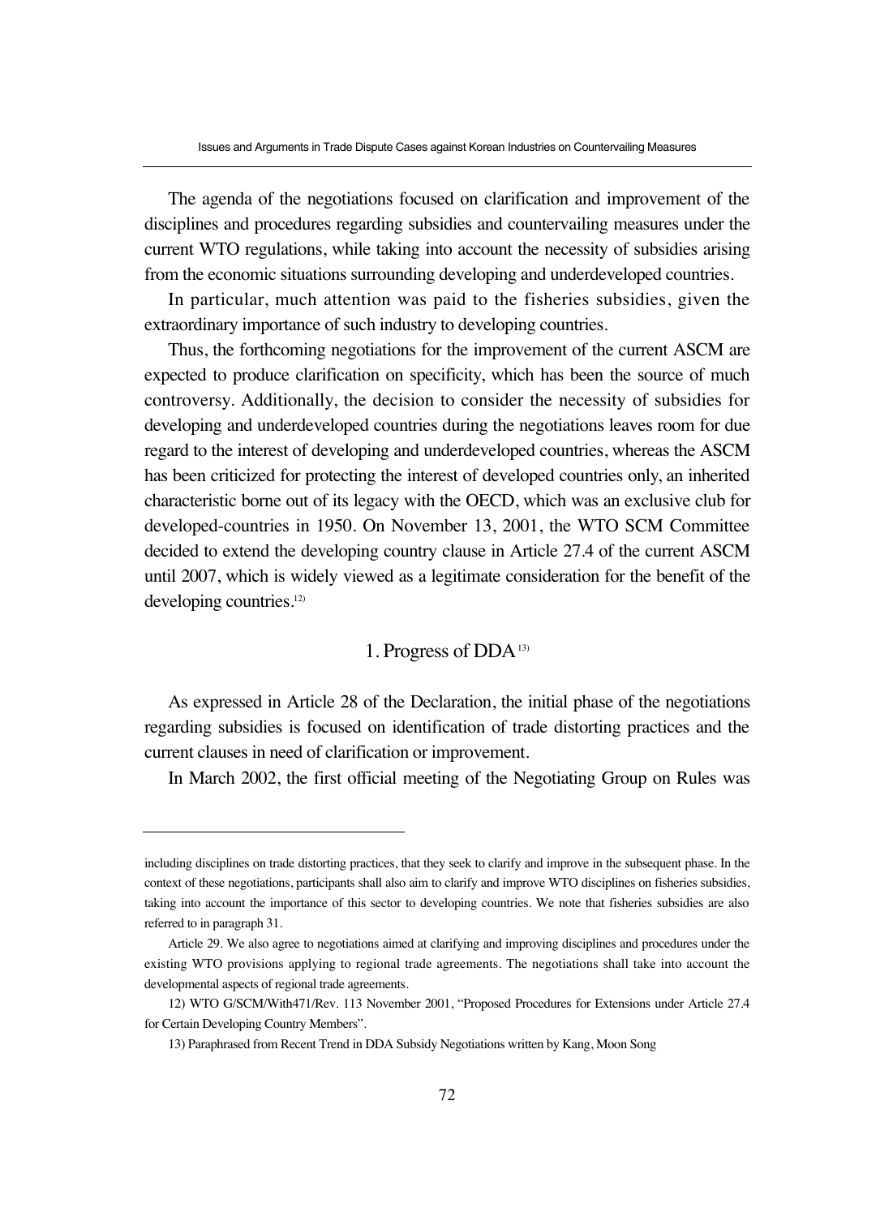The agenda of the negotiations focused on clarification and improvement of the disciplines and procedures regarding subsidies and countervailing measures under the current WTO regulations, while taking into account the necessity of subsidies arising from the economic situations surrounding developing and underdeveloped countries.

In particular, much attention was paid to the fisheries subsidies, given the extraordinary importance of such industry to developing countries.

Thus, the forthcoming negotiations for the improvement of the current ASCM are expected to produce clarification on specificity, which has been the source of much controversy. Additionally, the decision to consider the necessity of subsidies for developing and underdeveloped countries during the negotiations leaves room for due regard to the interest of developing and underdeveloped countries, whereas the ASCM has been criticized for protecting the interest of developed countries only, an inherited characteristic borne out of its legacy with the OECD, which was an exclusive club for developed-countries in 1950. On November 13, 2001, the WTO SCM Committee decided to extend the developing country clause in Article 27.4 of the current ASCM until 2007, which is widely viewed as a legitimate consideration for the benefit of the developing countries.[12)]

### 1. Progress of DDA[13)]

As expressed in Article 28 of the Declaration, the initial phase of the negotiations regarding subsidies is focused on identification of trade distorting practices and the current clauses in need of clarification or improvement.

In March 2002, the first official meeting of the Negotiating Group on Rules was

---

including disciplines on trade distorting practices, that they seek to clarify and improve in the subsequent phase. In the context of these negotiations, participants shall also aim to clarify and improve WTO disciplines on fisheries subsidies, taking into account the importance of this sector to developing countries. We note that fisheries subsidies are also referred to in paragraph 31.

Article 29. We also agree to negotiations aimed at clarifying and improving disciplines and procedures under the existing WTO provisions applying to regional trade agreements. The negotiations shall take into account the developmental aspects of regional trade agreements.

12) WTO G/SCM/With471/Rev. 113 November 2001, "Proposed Procedures for Extensions under Article 27.4 for Certain Developing Country Members".

13) Paraphrased from Recent Trend in DDA Subsidy Negotiations written by Kang, Moon Song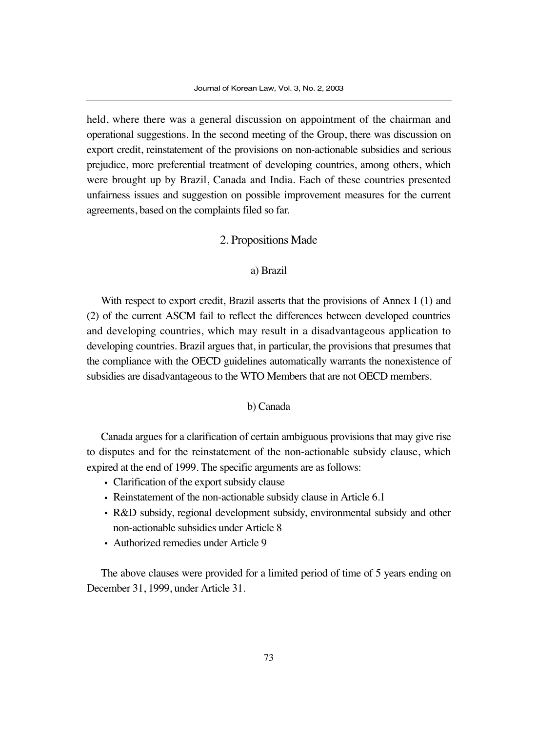held, where there was a general discussion on appointment of the chairman and operational suggestions. In the second meeting of the Group, there was discussion on export credit, reinstatement of the provisions on non-actionable subsidies and serious prejudice, more preferential treatment of developing countries, among others, which were brought up by Brazil, Canada and India. Each of these countries presented unfairness issues and suggestion on possible improvement measures for the current agreements, based on the complaints filed so far.

## 2. Propositions Made

### a) Brazil

With respect to export credit, Brazil asserts that the provisions of Annex I (1) and (2) of the current ASCM fail to reflect the differences between developed countries and developing countries, which may result in a disadvantageous application to developing countries. Brazil argues that, in particular, the provisions that presumes that the compliance with the OECD guidelines automatically warrants the nonexistence of subsidies are disadvantageous to the WTO Members that are not OECD members.

### b) Canada

Canada argues for a clarification of certain ambiguous provisions that may give rise to disputes and for the reinstatement of the non-actionable subsidy clause, which expired at the end of 1999. The specific arguments are as follows:

- Clarification of the export subsidy clause
- Reinstatement of the non-actionable subsidy clause in Article 6.1
- R&D subsidy, regional development subsidy, environmental subsidy and other non-actionable subsidies under Article 8
- Authorized remedies under Article 9

The above clauses were provided for a limited period of time of 5 years ending on December 31, 1999, under Article 31.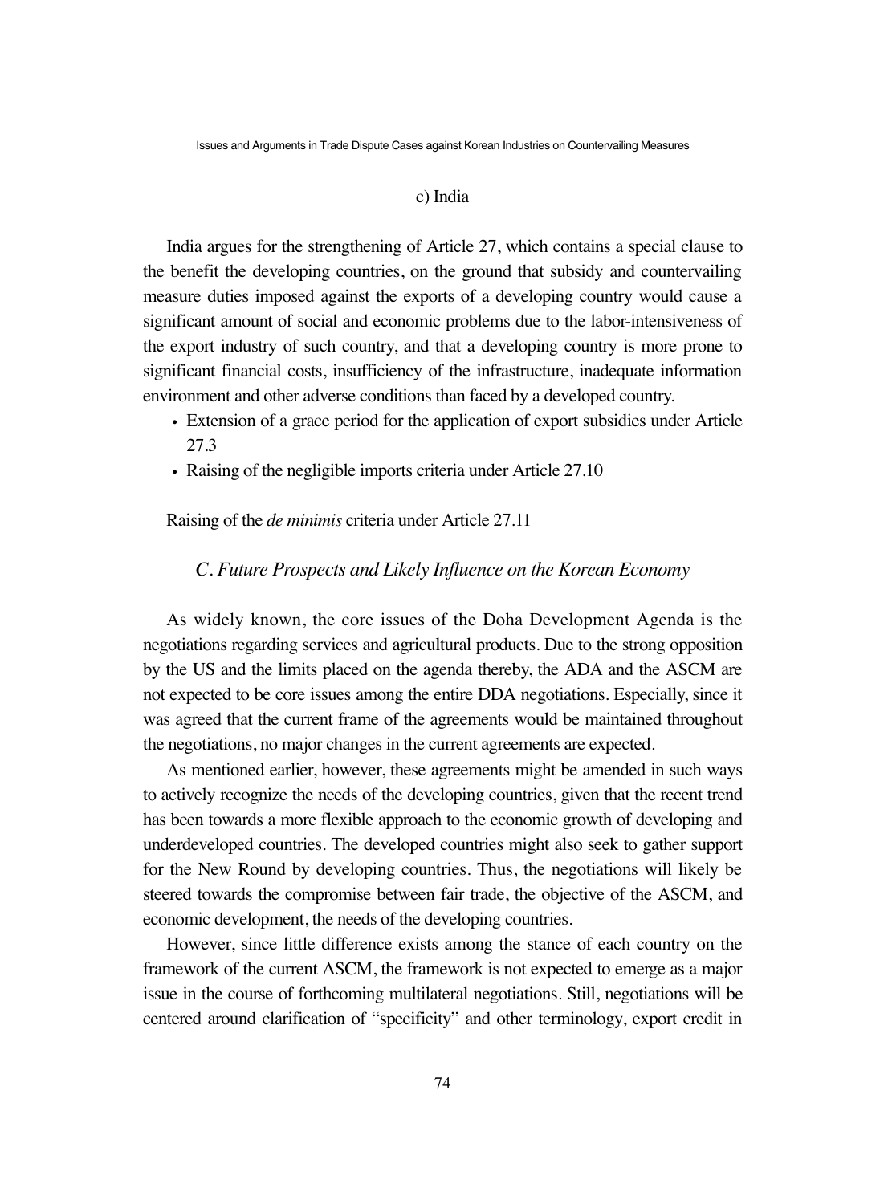#### c) India

India argues for the strengthening of Article 27, which contains a special clause to the benefit the developing countries, on the ground that subsidy and countervailing measure duties imposed against the exports of a developing country would cause a significant amount of social and economic problems due to the labor-intensiveness of the export industry of such country, and that a developing country is more prone to significant financial costs, insufficiency of the infrastructure, inadequate information environment and other adverse conditions than faced by a developed country.

- Extension of a grace period for the application of export subsidies under Article 27.3
- Raising of the negligible imports criteria under Article 27.10

Raising of the *de minimis* criteria under Article 27.11

### *C. Future Prospects and Likely Influence on the Korean Economy*

As widely known, the core issues of the Doha Development Agenda is the negotiations regarding services and agricultural products. Due to the strong opposition by the US and the limits placed on the agenda thereby, the ADA and the ASCM are not expected to be core issues among the entire DDA negotiations. Especially, since it was agreed that the current frame of the agreements would be maintained throughout the negotiations, no major changes in the current agreements are expected.

As mentioned earlier, however, these agreements might be amended in such ways to actively recognize the needs of the developing countries, given that the recent trend has been towards a more flexible approach to the economic growth of developing and underdeveloped countries. The developed countries might also seek to gather support for the New Round by developing countries. Thus, the negotiations will likely be steered towards the compromise between fair trade, the objective of the ASCM, and economic development, the needs of the developing countries.

However, since little difference exists among the stance of each country on the framework of the current ASCM, the framework is not expected to emerge as a major issue in the course of forthcoming multilateral negotiations. Still, negotiations will be centered around clarification of "specificity" and other terminology, export credit in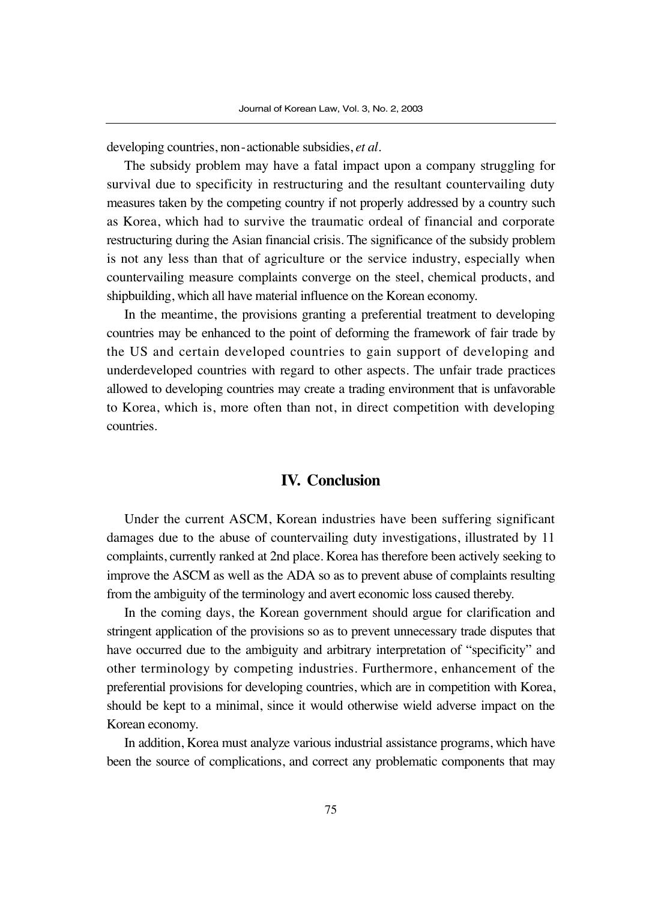developing countries, non-actionable subsidies, *et al*.

The subsidy problem may have a fatal impact upon a company struggling for survival due to specificity in restructuring and the resultant countervailing duty measures taken by the competing country if not properly addressed by a country such as Korea, which had to survive the traumatic ordeal of financial and corporate restructuring during the Asian financial crisis. The significance of the subsidy problem is not any less than that of agriculture or the service industry, especially when countervailing measure complaints converge on the steel, chemical products, and shipbuilding, which all have material influence on the Korean economy.

In the meantime, the provisions granting a preferential treatment to developing countries may be enhanced to the point of deforming the framework of fair trade by the US and certain developed countries to gain support of developing and underdeveloped countries with regard to other aspects. The unfair trade practices allowed to developing countries may create a trading environment that is unfavorable to Korea, which is, more often than not, in direct competition with developing countries.

## IV. Conclusion

Under the current ASCM, Korean industries have been suffering significant damages due to the abuse of countervailing duty investigations, illustrated by 11 complaints, currently ranked at 2nd place. Korea has therefore been actively seeking to improve the ASCM as well as the ADA so as to prevent abuse of complaints resulting from the ambiguity of the terminology and avert economic loss caused thereby.

In the coming days, the Korean government should argue for clarification and stringent application of the provisions so as to prevent unnecessary trade disputes that have occurred due to the ambiguity and arbitrary interpretation of "specificity" and other terminology by competing industries. Furthermore, enhancement of the preferential provisions for developing countries, which are in competition with Korea, should be kept to a minimal, since it would otherwise wield adverse impact on the Korean economy.

In addition, Korea must analyze various industrial assistance programs, which have been the source of complications, and correct any problematic components that may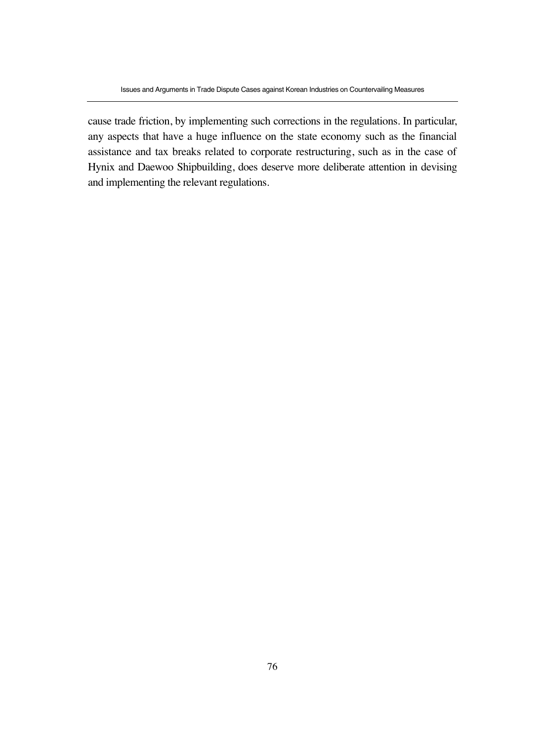cause trade friction, by implementing such corrections in the regulations. In particular, any aspects that have a huge influence on the state economy such as the financial assistance and tax breaks related to corporate restructuring, such as in the case of Hynix and Daewoo Shipbuilding, does deserve more deliberate attention in devising and implementing the relevant regulations.